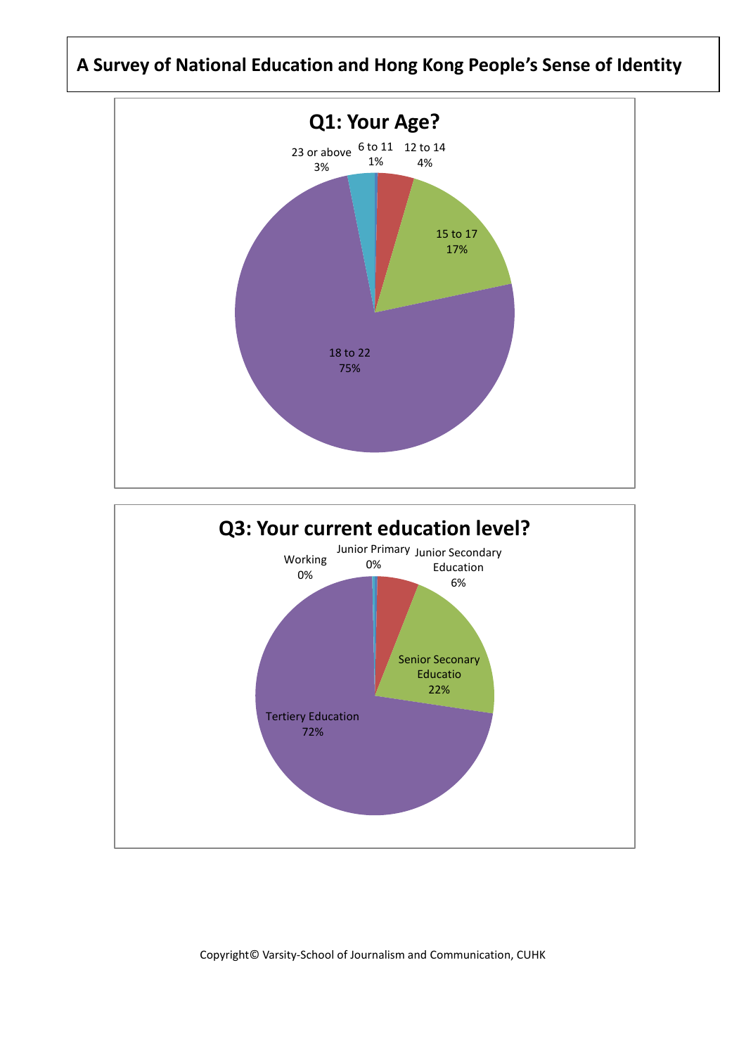# A Survey of National Education and Hong Kong People's Sense of Identity

## Q1: Your Age?

| Age | Percentage |
| --- | --- |
| 6 to 11 | 1% |
| 12 to 14 | 4% |
| 15 to 17 | 17% |
| 18 to 22 | 75% |
| 23 or above | 3% |

## Q3: Your current education level?

| Education level | Percentage |
| --- | --- |
| Junior Primary | 0% |
| Junior Secondary Education | 6% |
| Senior Seconary Educatio | 22% |
| Tertiery Education | 72% |
| Working | 0% |

Copyright© Varsity-School of Journalism and Communication, CUHK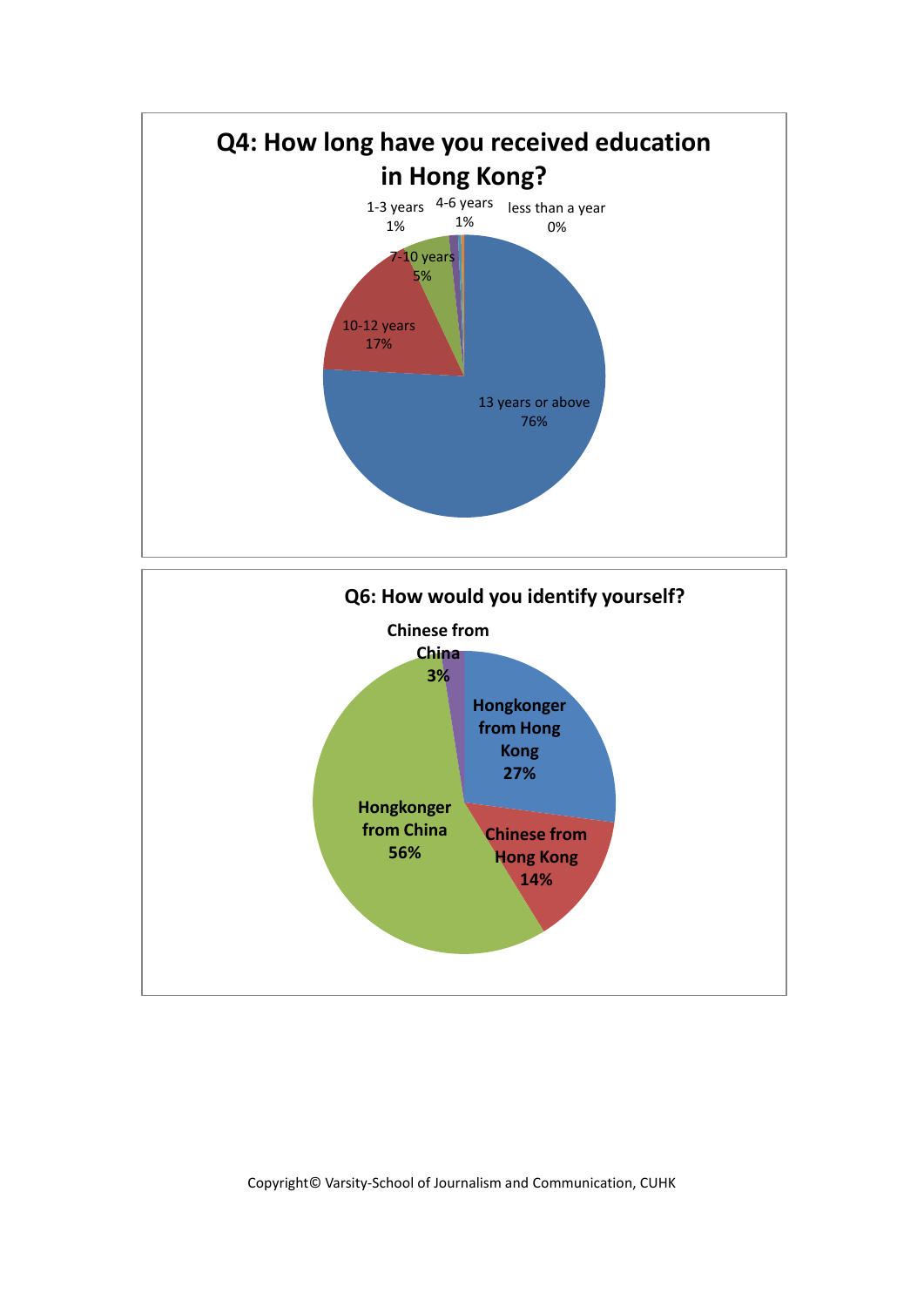## Q4: How long have you received education in Hong Kong?

| Category | Percentage |
| --- | --- |
| 13 years or above | 76% |
| 10-12 years | 17% |
| 7-10 years | 5% |
| 1-3 years | 1% |
| 4-6 years | 1% |
| less than a year | 0% |

## Q6: How would you identify yourself?

| Category | Percentage |
| --- | --- |
| Hongkonger from Hong Kong | 27% |
| Chinese from Hong Kong | 14% |
| Hongkonger from China | 56% |
| Chinese from China | 3% |

Copyright© Varsity-School of Journalism and Communication, CUHK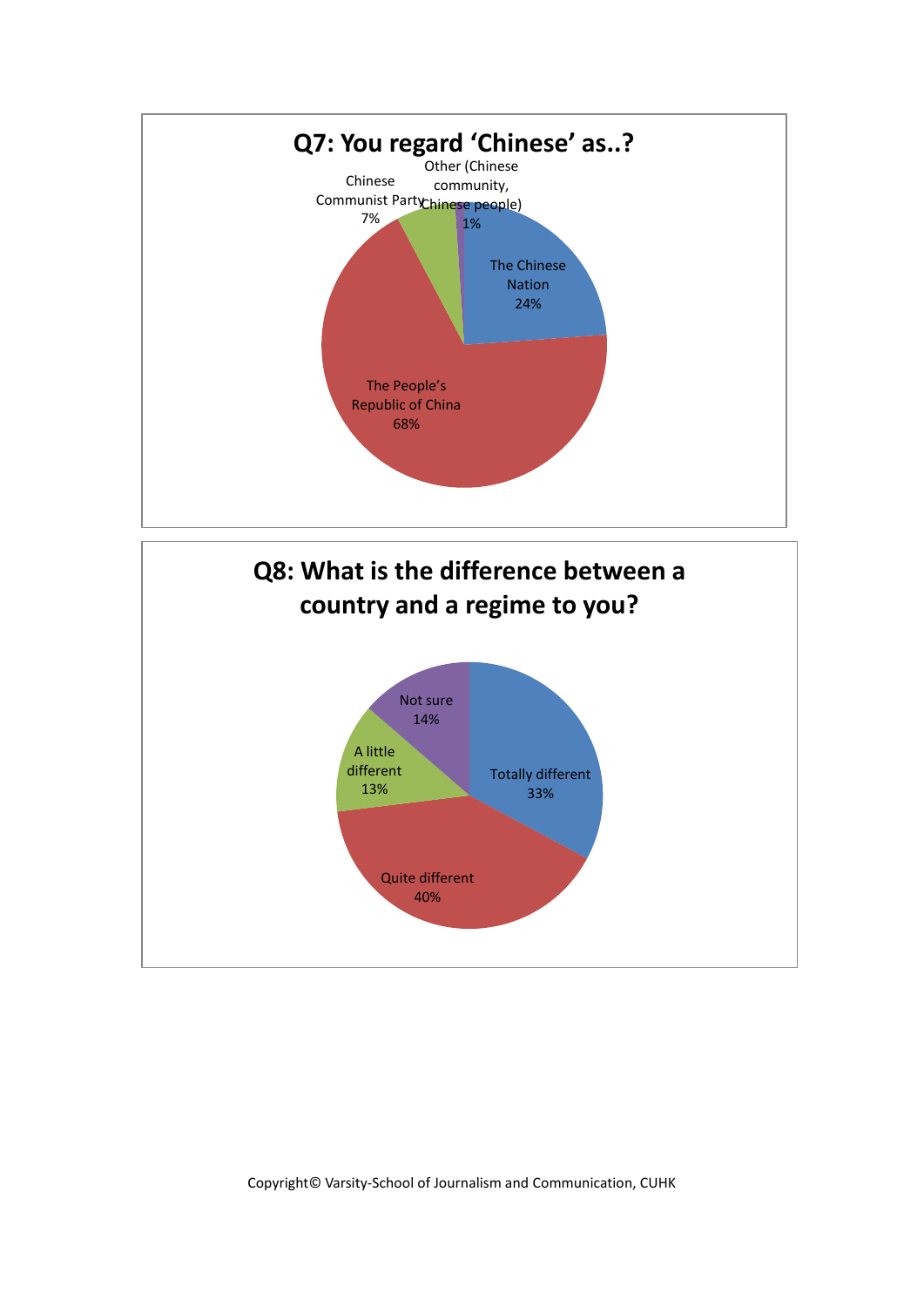## Q7: You regard 'Chinese' as..?

| Response | Percentage |
| --- | --- |
| The Chinese Nation | 24% |
| The People's Republic of China | 68% |
| Chinese Communist Party | 7% |
| Other (Chinese community, Chinese people) | 1% |

## Q8: What is the difference between a country and a regime to you?

| Response | Percentage |
| --- | --- |
| Totally different | 33% |
| Quite different | 40% |
| A little different | 13% |
| Not sure | 14% |

Copyright© Varsity-School of Journalism and Communication, CUHK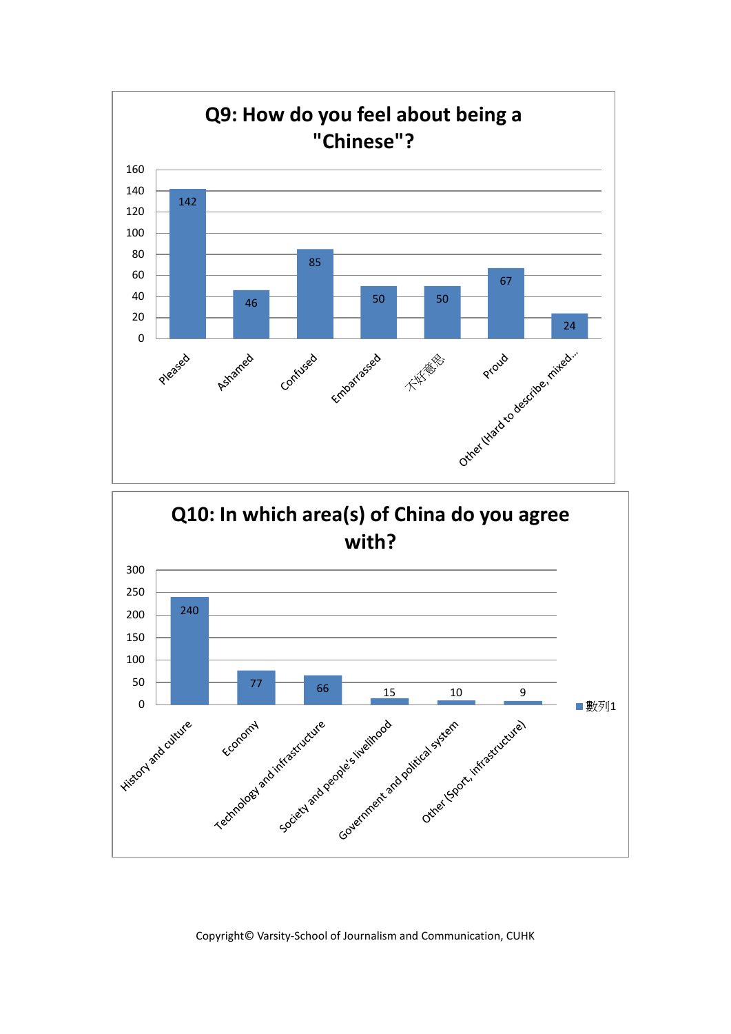## Q9: How do you feel about being a "Chinese"?

| Response | Count |
| --- | --- |
| Pleased | 142 |
| Ashamed | 46 |
| Confused | 85 |
| Embarrassed | 50 |
| 不好意思 | 50 |
| Proud | 67 |
| Other (Hard to describe, mixed... | 24 |

## Q10: In which area(s) of China do you agree with?

| Area | 數列1 |
| --- | --- |
| History and culture | 240 |
| Economy | 77 |
| Technology and infrastructure | 66 |
| Society and people's livelihood | 15 |
| Government and political system | 10 |
| Other (Sport, infrastructure) | 9 |

Copyright© Varsity-School of Journalism and Communication, CUHK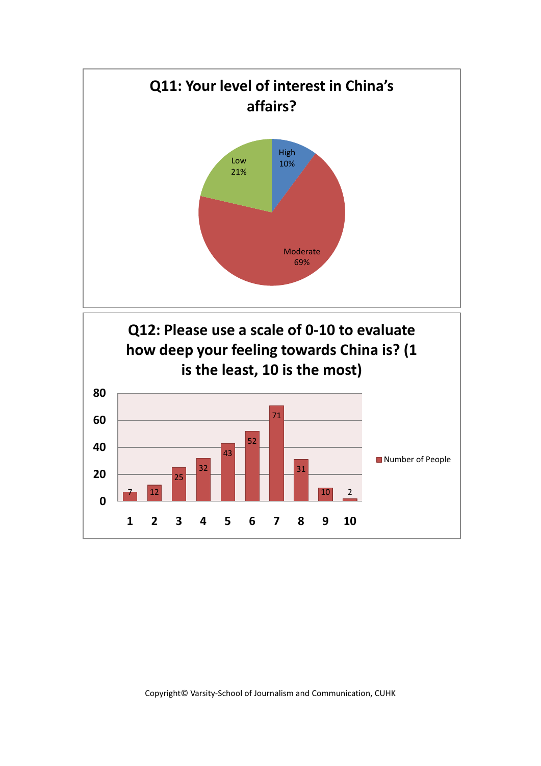## Q11: Your level of interest in China's affairs?

| Level | Percentage |
| --- | --- |
| High | 10% |
| Moderate | 69% |
| Low | 21% |

## Q12: Please use a scale of 0-10 to evaluate how deep your feeling towards China is? (1 is the least, 10 is the most)

| Scale | Number of People |
| --- | --- |
| 1 | 7 |
| 2 | 12 |
| 3 | 25 |
| 4 | 32 |
| 5 | 43 |
| 6 | 52 |
| 7 | 71 |
| 8 | 31 |
| 9 | 10 |
| 10 | 2 |

Copyright© Varsity-School of Journalism and Communication, CUHK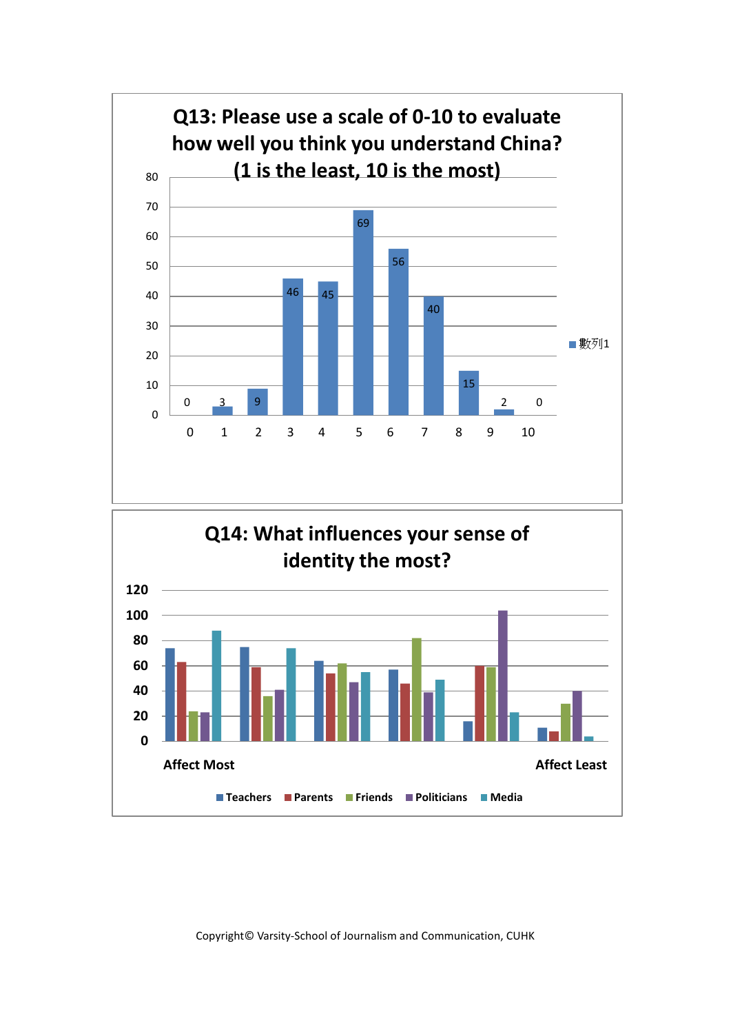## Q13: Please use a scale of 0-10 to evaluate how well you think you understand China? (1 is the least, 10 is the most)

| Score | 0 | 1 | 2 | 3 | 4 | 5 | 6 | 7 | 8 | 9 | 10 |
|---|---|---|---|---|---|---|---|---|---|---|---|
| 數列1 | 0 | 3 | 9 | 46 | 45 | 69 | 56 | 40 | 15 | 2 | 0 |

## Q14: What influences your sense of identity the most?

Affect Most → Affect Least

Legend: Teachers, Parents, Friends, Politicians, Media

Copyright© Varsity-School of Journalism and Communication, CUHK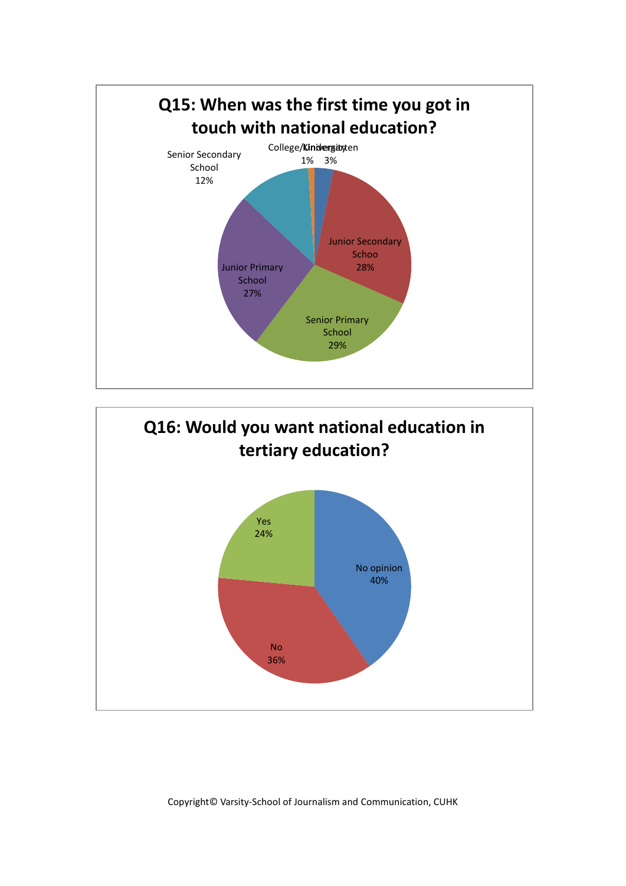## Q15: When was the first time you got in touch with national education?

| Response | Percentage |
|---|---|
| Kindergarten | 3% |
| Junior Secondary Schoo | 28% |
| Senior Primary School | 29% |
| Junior Primary School | 27% |
| Senior Secondary School | 12% |
| College/University | 1% |

## Q16: Would you want national education in tertiary education?

| Response | Percentage |
|---|---|
| No opinion | 40% |
| No | 36% |
| Yes | 24% |

Copyright© Varsity-School of Journalism and Communication, CUHK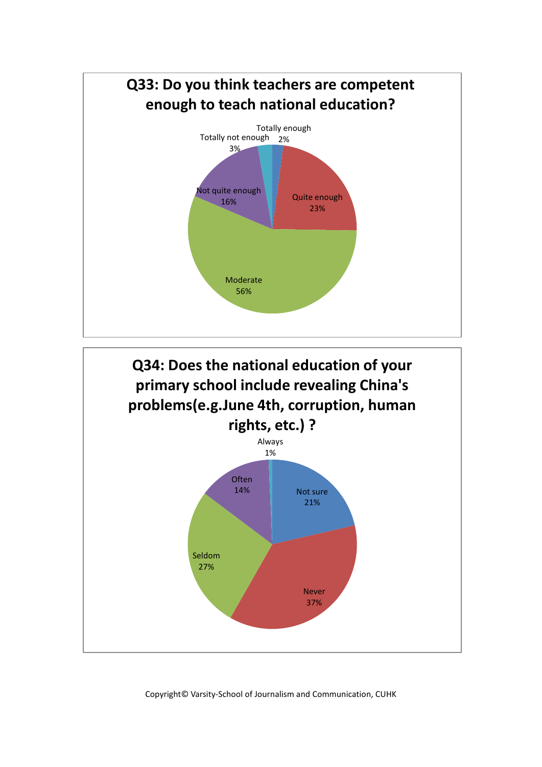## Q33: Do you think teachers are competent enough to teach national education?

| Response | Percentage |
| --- | --- |
| Totally enough | 2% |
| Quite enough | 23% |
| Moderate | 56% |
| Not quite enough | 16% |
| Totally not enough | 3% |

## Q34: Does the national education of your primary school include revealing China's problems(e.g.June 4th, corruption, human rights, etc.) ?

| Response | Percentage |
| --- | --- |
| Always | 1% |
| Not sure | 21% |
| Never | 37% |
| Seldom | 27% |
| Often | 14% |

Copyright© Varsity-School of Journalism and Communication, CUHK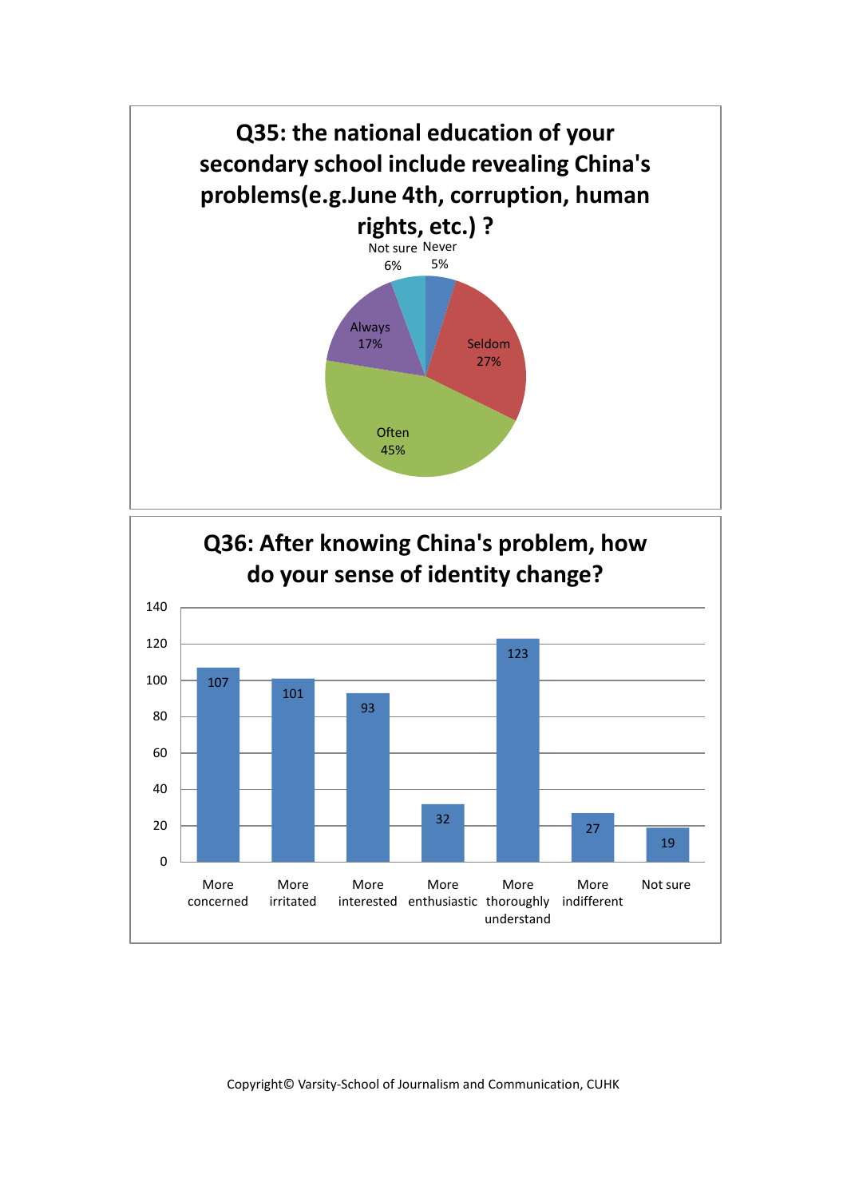## Q35: the national education of your secondary school include revealing China's problems(e.g.June 4th, corruption, human rights, etc.) ?

| Response | Percentage |
| --- | --- |
| Never | 5% |
| Seldom | 27% |
| Often | 45% |
| Always | 17% |
| Not sure | 6% |

## Q36: After knowing China's problem, how do your sense of identity change?

| Response | Count |
| --- | --- |
| More concerned | 107 |
| More irritated | 101 |
| More interested | 93 |
| More enthusiastic | 32 |
| More thoroughly understand | 123 |
| More indifferent | 27 |
| Not sure | 19 |

Copyright© Varsity-School of Journalism and Communication, CUHK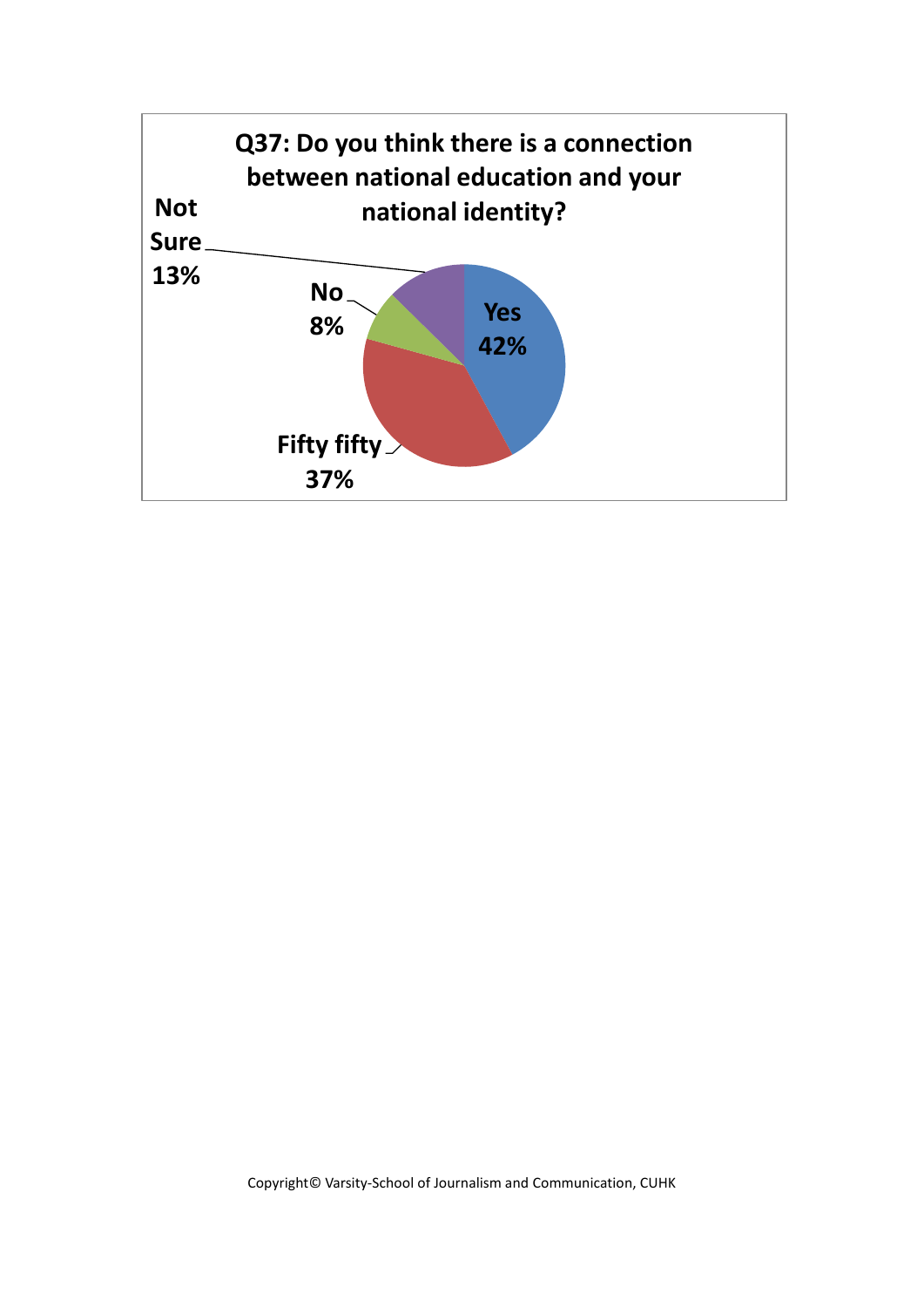**Q37: Do you think there is a connection between national education and your national identity?**

Yes 42%

Fifty fifty 37%

No 8%

Not Sure 13%

Copyright© Varsity-School of Journalism and Communication, CUHK